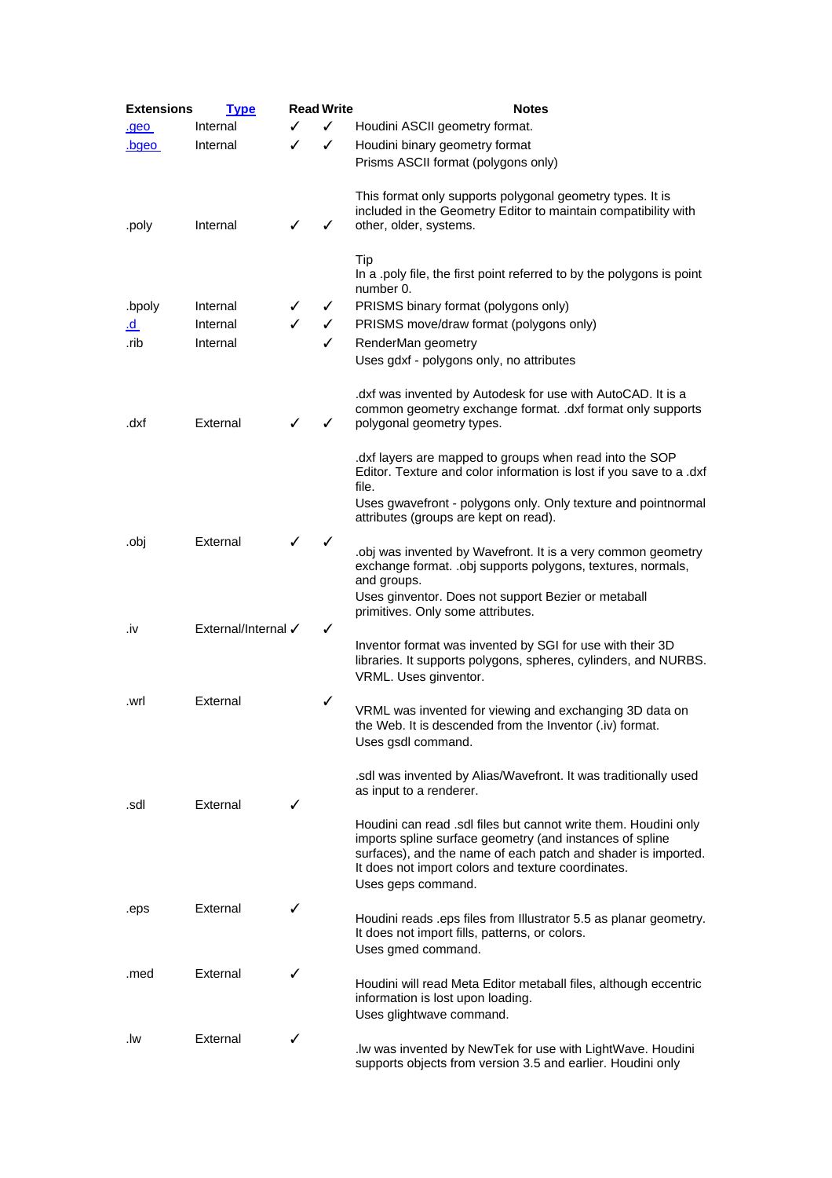| Extensions | Type | Read | Write | Notes |
|---|---|---|---|---|
| .geo | Internal | ✓ | ✓ | Houdini ASCII geometry format. |
| .bgeo | Internal | ✓ | ✓ | Houdini binary geometry format |
| .poly | Internal | ✓ | ✓ | Prisms ASCII format (polygons only)<br><br>This format only supports polygonal geometry types. It is included in the Geometry Editor to maintain compatibility with other, older, systems.<br><br>Tip<br>In a .poly file, the first point referred to by the polygons is point number 0. |
| .bpoly | Internal | ✓ | ✓ | PRISMS binary format (polygons only) |
| .d | Internal | ✓ | ✓ | PRISMS move/draw format (polygons only) |
| .rib | Internal | | ✓ | RenderMan geometry |
| .dxf | External | ✓ | ✓ | Uses gdxf - polygons only, no attributes<br><br>.dxf was invented by Autodesk for use with AutoCAD. It is a common geometry exchange format. .dxf format only supports polygonal geometry types.<br><br>.dxf layers are mapped to groups when read into the SOP Editor. Texture and color information is lost if you save to a .dxf file. |
| .obj | External | ✓ | ✓ | Uses gwavefront - polygons only. Only texture and pointnormal attributes (groups are kept on read).<br><br>.obj was invented by Wavefront. It is a very common geometry exchange format. .obj supports polygons, textures, normals, and groups. |
| .iv | External/Internal | ✓ | ✓ | Uses ginventor. Does not support Bezier or metaball primitives. Only some attributes.<br><br>Inventor format was invented by SGI for use with their 3D libraries. It supports polygons, spheres, cylinders, and NURBS. |
| .wrl | External | | ✓ | VRML. Uses ginventor.<br><br>VRML was invented for viewing and exchanging 3D data on the Web. It is descended from the Inventor (.iv) format. |
| .sdl | External | ✓ | | Uses gsdl command.<br><br>.sdl was invented by Alias/Wavefront. It was traditionally used as input to a renderer.<br><br>Houdini can read .sdl files but cannot write them. Houdini only imports spline surface geometry (and instances of spline surfaces), and the name of each patch and shader is imported. It does not import colors and texture coordinates. |
| .eps | External | ✓ | | Uses geps command.<br><br>Houdini reads .eps files from Illustrator 5.5 as planar geometry. It does not import fills, patterns, or colors. |
| .med | External | ✓ | | Uses gmed command.<br><br>Houdini will read Meta Editor metaball files, although eccentric information is lost upon loading. |
| .lw | External | ✓ | | Uses glightwave command.<br><br>.lw was invented by NewTek for use with LightWave. Houdini supports objects from version 3.5 and earlier. Houdini only |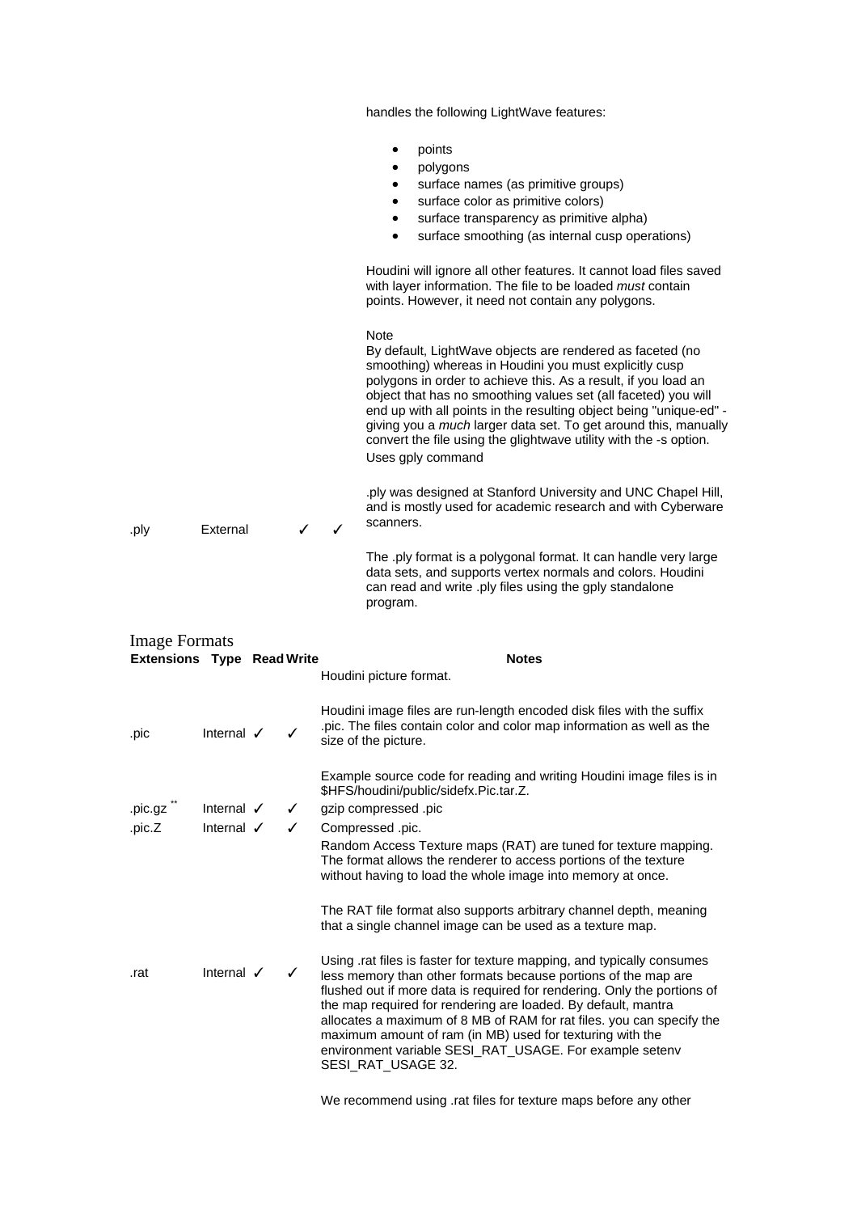| | | | | |
|---|---|---|---|---|
| | | | | handles the following LightWave features:<br><br>- points<br>- polygons<br>- surface names (as primitive groups)<br>- surface color as primitive colors)<br>- surface transparency as primitive alpha)<br>- surface smoothing (as internal cusp operations)<br><br>Houdini will ignore all other features. It cannot load files saved with layer information. The file to be loaded *must* contain points. However, it need not contain any polygons.<br><br>Note<br>By default, LightWave objects are rendered as faceted (no smoothing) whereas in Houdini you must explicitly cusp polygons in order to achieve this. As a result, if you load an object that has no smoothing values set (all faceted) you will end up with all points in the resulting object being "unique-ed" - giving you a *much* larger data set. To get around this, manually convert the file using the glightwave utility with the -s option.<br>Uses gply command |
| .ply | External | ✓ | ✓ | .ply was designed at Stanford University and UNC Chapel Hill, and is mostly used for academic research and with Cyberware scanners.<br><br>The .ply format is a polygonal format. It can handle very large data sets, and supports vertex normals and colors. Houdini can read and write .ply files using the gply standalone program. |

## Image Formats

| Extensions | Type | Read | Write | Notes |
|---|---|---|---|---|
| .pic | Internal | ✓ | ✓ | Houdini picture format.<br><br>Houdini image files are run-length encoded disk files with the suffix .pic. The files contain color and color map information as well as the size of the picture.<br><br>Example source code for reading and writing Houdini image files is in $HFS/houdini/public/sidefx.Pic.tar.Z. |
| .pic.gz ** | Internal | ✓ | ✓ | gzip compressed .pic |
| .pic.Z | Internal | ✓ | ✓ | Compressed .pic. |
| .rat | Internal | ✓ | ✓ | Random Access Texture maps (RAT) are tuned for texture mapping. The format allows the renderer to access portions of the texture without having to load the whole image into memory at once.<br><br>The RAT file format also supports arbitrary channel depth, meaning that a single channel image can be used as a texture map.<br><br>Using .rat files is faster for texture mapping, and typically consumes less memory than other formats because portions of the map are flushed out if more data is required for rendering. Only the portions of the map required for rendering are loaded. By default, mantra allocates a maximum of 8 MB of RAM for rat files. you can specify the maximum amount of ram (in MB) used for texturing with the environment variable SESI_RAT_USAGE. For example setenv SESI_RAT_USAGE 32.<br><br>We recommend using .rat files for texture maps before any other |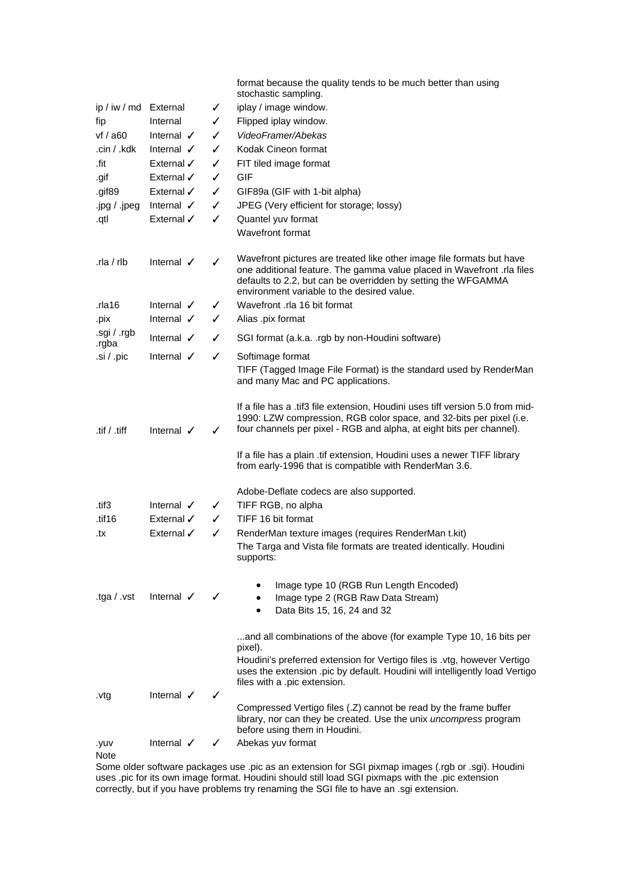| | | | |
|---|---|---|---|
| | | | format because the quality tends to be much better than using stochastic sampling. |
| ip / iw / md | External | ✓ | iplay / image window. |
| fip | Internal | ✓ | Flipped iplay window. |
| vf / a60 | Internal ✓ | ✓ | *VideoFramer/Abekas* |
| .cin / .kdk | Internal ✓ | ✓ | Kodak Cineon format |
| .fit | External ✓ | ✓ | FIT tiled image format |
| .gif | External ✓ | ✓ | GIF |
| .gif89 | External ✓ | ✓ | GIF89a (GIF with 1-bit alpha) |
| .jpg / .jpeg | Internal ✓ | ✓ | JPEG (Very efficient for storage; lossy) |
| .qtl | External ✓ | ✓ | Quantel yuv format |
| .rla / rlb | Internal ✓ | ✓ | Wavefront format<br><br>Wavefront pictures are treated like other image file formats but have one additional feature. The gamma value placed in Wavefront .rla files defaults to 2.2, but can be overridden by setting the WFGAMMA environment variable to the desired value. |
| .rla16 | Internal ✓ | ✓ | Wavefront .rla 16 bit format |
| .pix | Internal ✓ | ✓ | Alias .pix format |
| .sgi / .rgb .rgba | Internal ✓ | ✓ | SGI format (a.k.a. .rgb by non-Houdini software) |
| .si / .pic | Internal ✓ | ✓ | Softimage format |
| .tif / .tiff | Internal ✓ | ✓ | TIFF (Tagged Image File Format) is the standard used by RenderMan and many Mac and PC applications.<br><br>If a file has a .tif3 file extension, Houdini uses tiff version 5.0 from mid-1990: LZW compression, RGB color space, and 32-bits per pixel (i.e. four channels per pixel - RGB and alpha, at eight bits per channel).<br><br>If a file has a plain .tif extension, Houdini uses a newer TIFF library from early-1996 that is compatible with RenderMan 3.6.<br><br>Adobe-Deflate codecs are also supported. |
| .tif3 | Internal ✓ | ✓ | TIFF RGB, no alpha |
| .tif16 | External ✓ | ✓ | TIFF 16 bit format |
| .tx | External ✓ | ✓ | RenderMan texture images (requires RenderMan t.kit) |
| .tga / .vst | Internal ✓ | ✓ | The Targa and Vista file formats are treated identically. Houdini supports:<br><br>• Image type 10 (RGB Run Length Encoded)<br>• Image type 2 (RGB Raw Data Stream)<br>• Data Bits 15, 16, 24 and 32<br><br>...and all combinations of the above (for example Type 10, 16 bits per pixel). |
| .vtg | Internal ✓ | ✓ | Houdini's preferred extension for Vertigo files is .vtg, however Vertigo uses the extension .pic by default. Houdini will intelligently load Vertigo files with a .pic extension.<br><br>Compressed Vertigo files (.Z) cannot be read by the frame buffer library, nor can they be created. Use the unix *uncompress* program before using them in Houdini. |
| .yuv | Internal ✓ | ✓ | Abekas yuv format |

Note

Some older software packages use .pic as an extension for SGI pixmap images (.rgb or .sgi). Houdini uses .pic for its own image format. Houdini should still load SGI pixmaps with the .pic extension correctly, but if you have problems try renaming the SGI file to have an .sgi extension.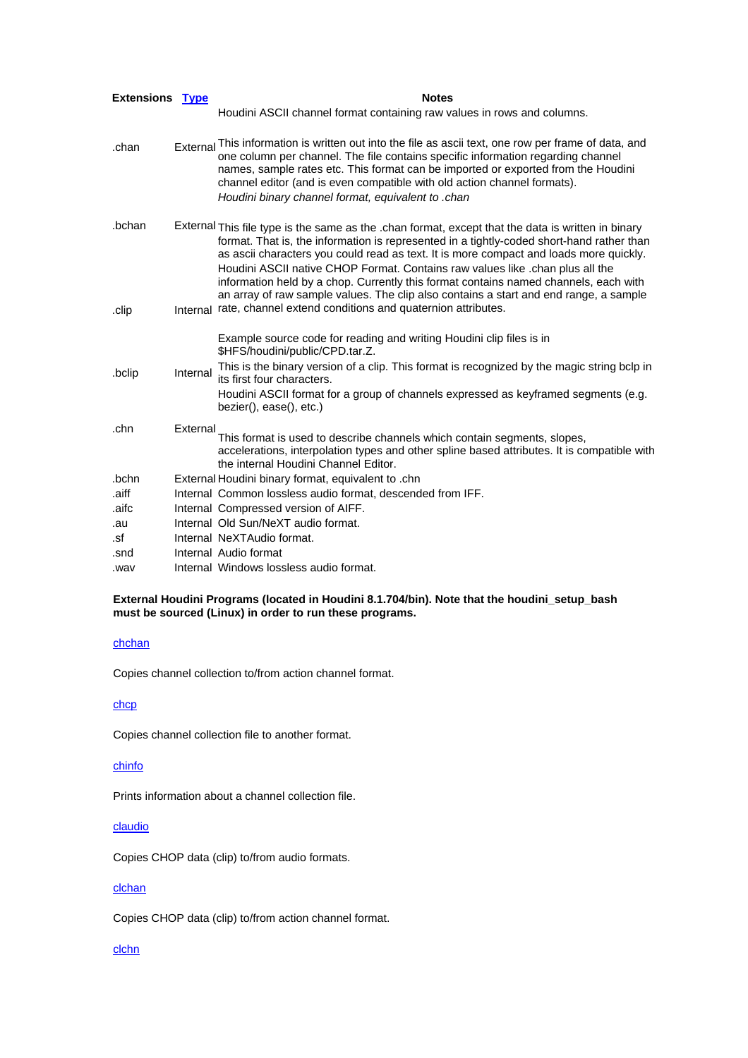| Extensions | [Type] | Notes |
|---|---|---|
| .chan | External | Houdini ASCII channel format containing raw values in rows and columns. This information is written out into the file as ascii text, one row per frame of data, and one column per channel. The file contains specific information regarding channel names, sample rates etc. This format can be imported or exported from the Houdini channel editor (and is even compatible with old action channel formats). |
| .bchan | External | *Houdini binary channel format, equivalent to .chan* This file type is the same as the .chan format, except that the data is written in binary format. That is, the information is represented in a tightly-coded short-hand rather than as ascii characters you could read as text. It is more compact and loads more quickly. |
| .clip | Internal | Houdini ASCII native CHOP Format. Contains raw values like .chan plus all the information held by a chop. Currently this format contains named channels, each with an array of raw sample values. The clip also contains a start and end range, a sample rate, channel extend conditions and quaternion attributes. Example source code for reading and writing Houdini clip files is in $HFS/houdini/public/CPD.tar.Z. |
| .bclip | Internal | This is the binary version of a clip. This format is recognized by the magic string bclp in its first four characters. |
| .chn | External | Houdini ASCII format for a group of channels expressed as keyframed segments (e.g. bezier(), ease(), etc.) This format is used to describe channels which contain segments, slopes, accelerations, interpolation types and other spline based attributes. It is compatible with the internal Houdini Channel Editor. |
| .bchn | External | Houdini binary format, equivalent to .chn |
| .aiff | Internal | Common lossless audio format, descended from IFF. |
| .aifc | Internal | Compressed version of AIFF. |
| .au | Internal | Old Sun/NeXT audio format. |
| .sf | Internal | NeXTAudio format. |
| .snd | Internal | Audio format |
| .wav | Internal | Windows lossless audio format. |

**External Houdini Programs (located in Houdini 8.1.704/bin). Note that the houdini_setup_bash must be sourced (Linux) in order to run these programs.**

[chchan]

Copies channel collection to/from action channel format.

[chcp]

Copies channel collection file to another format.

[chinfo]

Prints information about a channel collection file.

[claudio]

Copies CHOP data (clip) to/from audio formats.

[clchan]

Copies CHOP data (clip) to/from action channel format.

[clchn]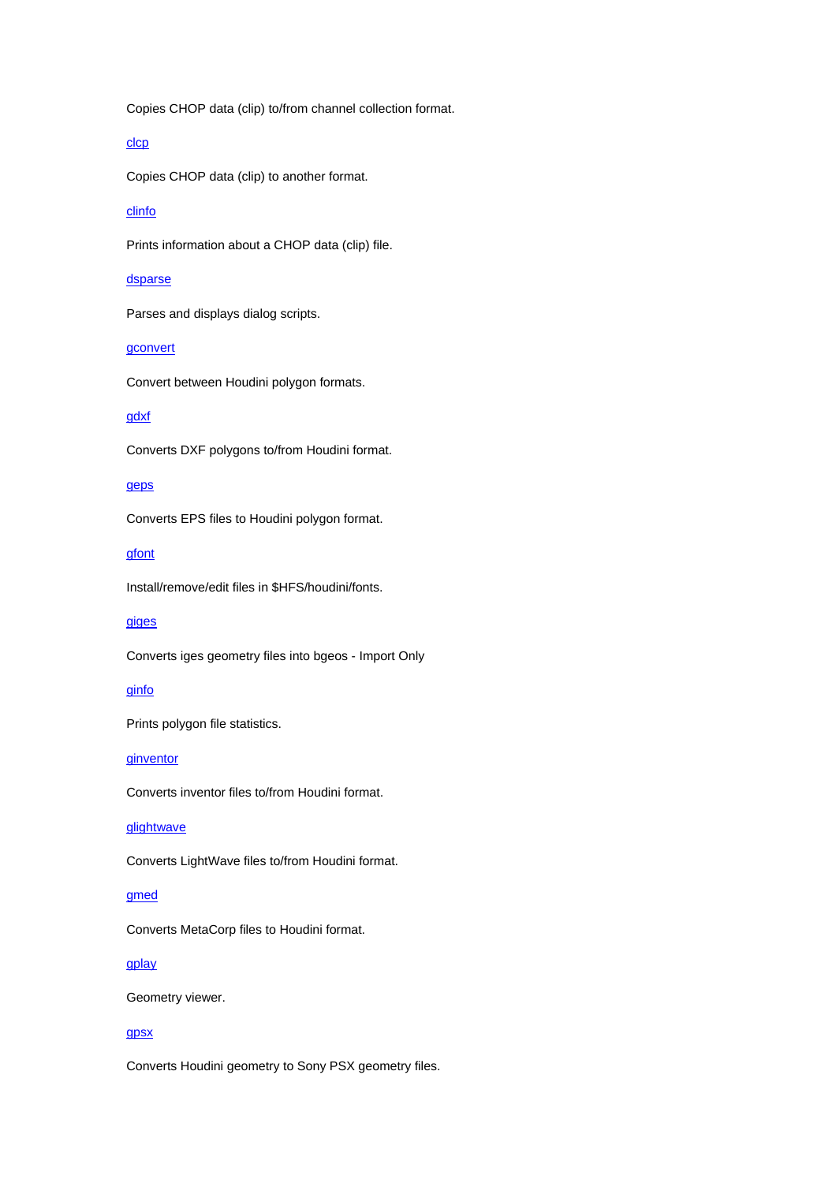Copies CHOP data (clip) to/from channel collection format.

clcp

Copies CHOP data (clip) to another format.

clinfo

Prints information about a CHOP data (clip) file.

dsparse

Parses and displays dialog scripts.

gconvert

Convert between Houdini polygon formats.

gdxf

Converts DXF polygons to/from Houdini format.

geps

Converts EPS files to Houdini polygon format.

gfont

Install/remove/edit files in $HFS/houdini/fonts.

giges

Converts iges geometry files into bgeos - Import Only

ginfo

Prints polygon file statistics.

ginventor

Converts inventor files to/from Houdini format.

glightwave

Converts LightWave files to/from Houdini format.

gmed

Converts MetaCorp files to Houdini format.

gplay

Geometry viewer.

gpsx

Converts Houdini geometry to Sony PSX geometry files.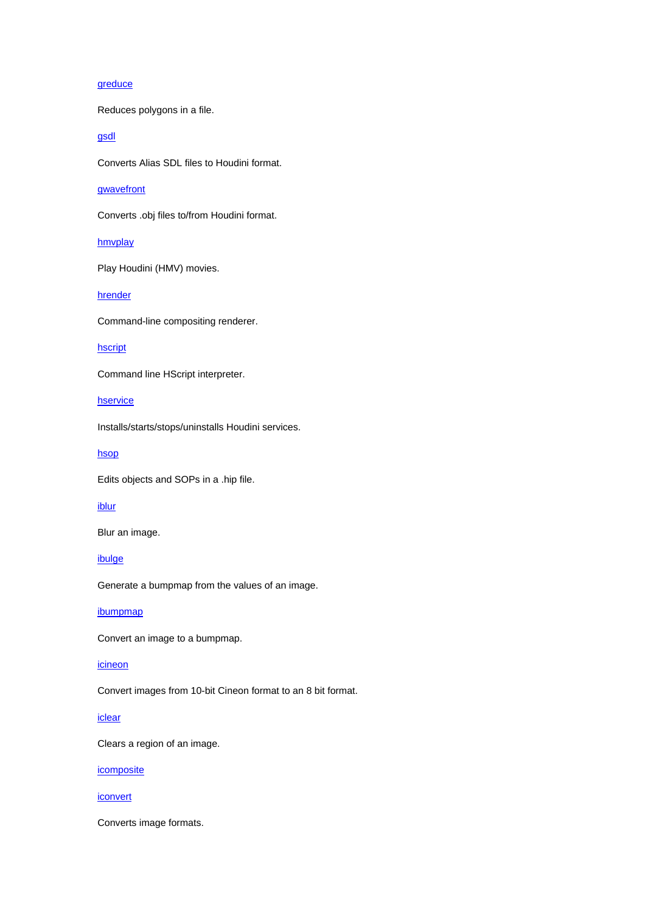greduce

Reduces polygons in a file.

gsdl

Converts Alias SDL files to Houdini format.

gwavefront

Converts .obj files to/from Houdini format.

hmvplay

Play Houdini (HMV) movies.

hrender

Command-line compositing renderer.

hscript

Command line HScript interpreter.

hservice

Installs/starts/stops/uninstalls Houdini services.

hsop

Edits objects and SOPs in a .hip file.

iblur

Blur an image.

ibulge

Generate a bumpmap from the values of an image.

ibumpmap

Convert an image to a bumpmap.

icineon

Convert images from 10-bit Cineon format to an 8 bit format.

iclear

Clears a region of an image.

icomposite

iconvert

Converts image formats.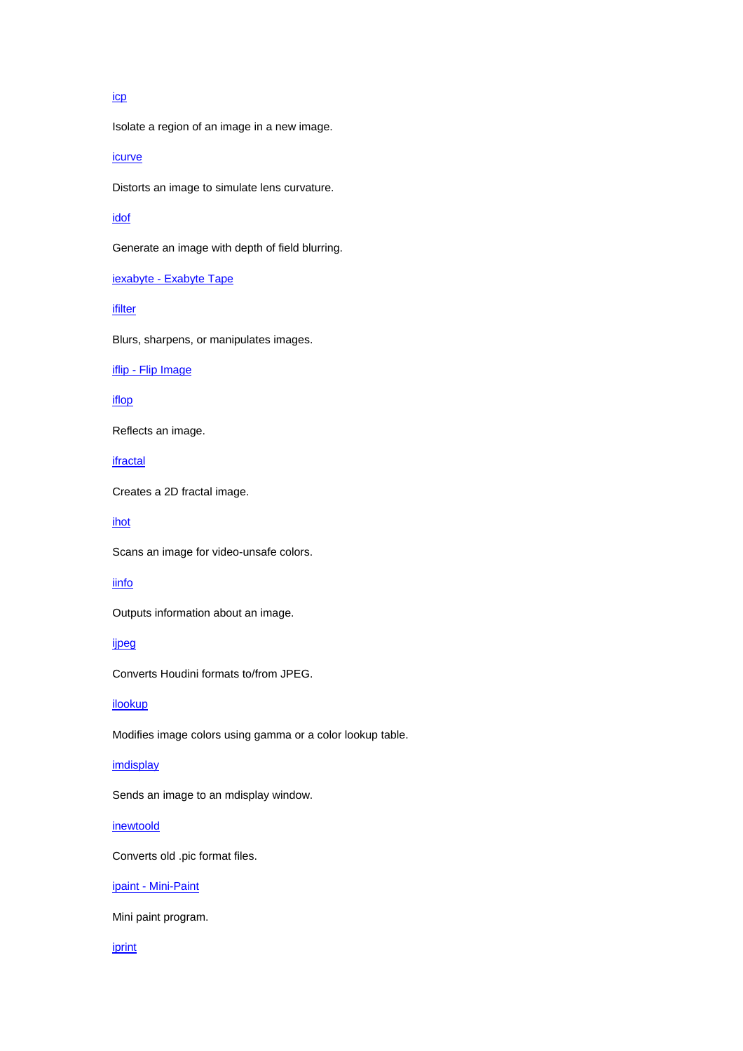icp

Isolate a region of an image in a new image.

icurve

Distorts an image to simulate lens curvature.

idof

Generate an image with depth of field blurring.

iexabyte - Exabyte Tape

ifilter

Blurs, sharpens, or manipulates images.

iflip - Flip Image

iflop

Reflects an image.

ifractal

Creates a 2D fractal image.

ihot

Scans an image for video-unsafe colors.

iinfo

Outputs information about an image.

ijpeg

Converts Houdini formats to/from JPEG.

ilookup

Modifies image colors using gamma or a color lookup table.

imdisplay

Sends an image to an mdisplay window.

inewtoold

Converts old .pic format files.

ipaint - Mini-Paint

Mini paint program.

iprint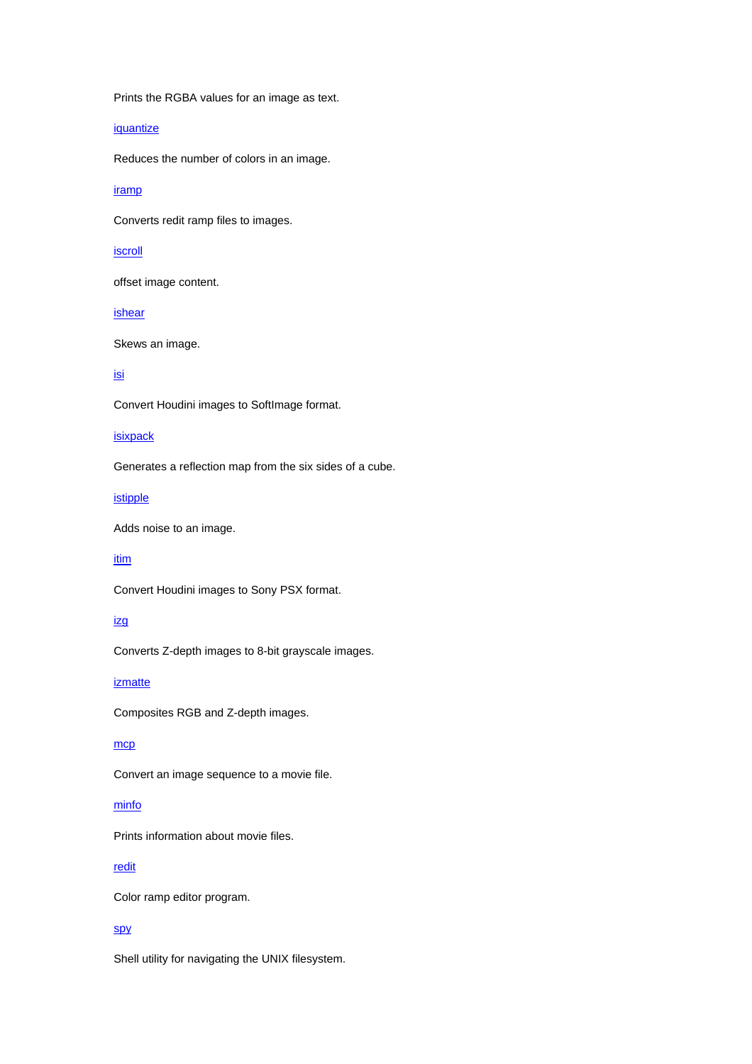Prints the RGBA values for an image as text.

iquantize

Reduces the number of colors in an image.

iramp

Converts redit ramp files to images.

iscroll

offset image content.

ishear

Skews an image.

isi

Convert Houdini images to SoftImage format.

isixpack

Generates a reflection map from the six sides of a cube.

istipple

Adds noise to an image.

itim

Convert Houdini images to Sony PSX format.

izg

Converts Z-depth images to 8-bit grayscale images.

izmatte

Composites RGB and Z-depth images.

mcp

Convert an image sequence to a movie file.

minfo

Prints information about movie files.

redit

Color ramp editor program.

spy

Shell utility for navigating the UNIX filesystem.